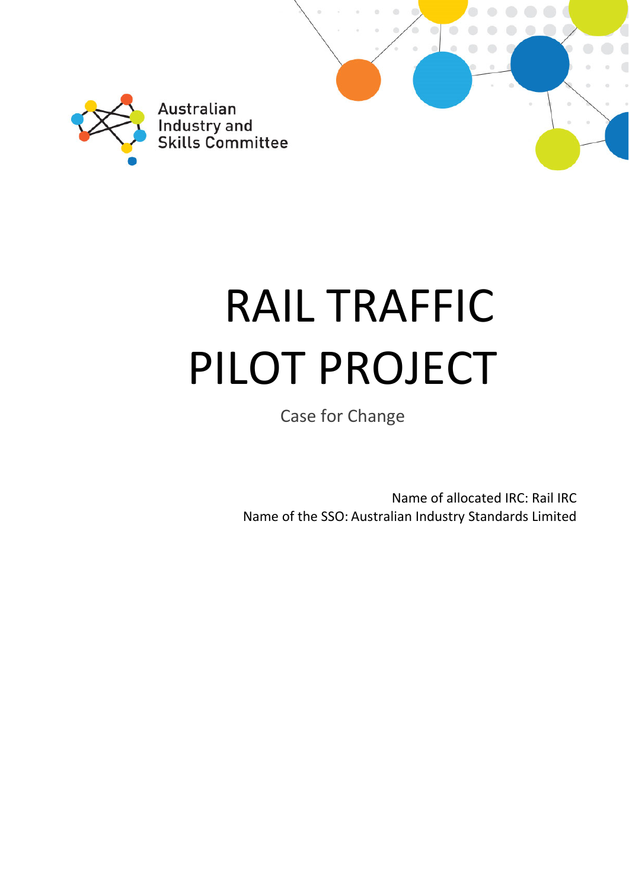Australian Industry and Skills Committee

# RAIL TRAFFIC PILOT PROJECT

Case for Change

Name of allocated IRC: Rail IRC
Name of the SSO: Australian Industry Standards Limited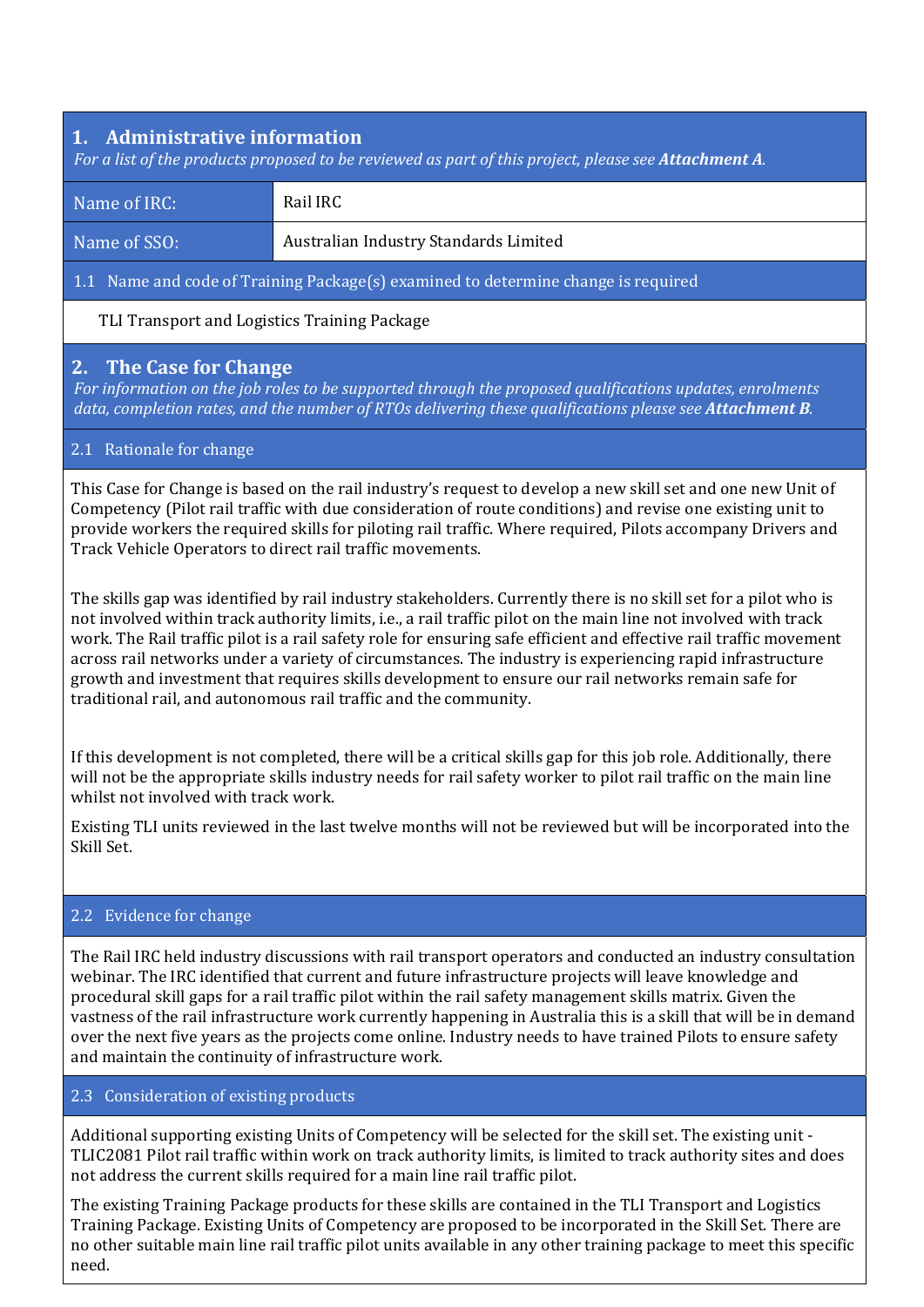## 1. Administrative information

*For a list of the products proposed to be reviewed as part of this project, please see **Attachment A**.*

| | |
|---|---|
| Name of IRC: | Rail IRC |
| Name of SSO: | Australian Industry Standards Limited |

### 1.1 Name and code of Training Package(s) examined to determine change is required

TLI Transport and Logistics Training Package

## 2. The Case for Change

*For information on the job roles to be supported through the proposed qualifications updates, enrolments data, completion rates, and the number of RTOs delivering these qualifications please see **Attachment B**.*

### 2.1 Rationale for change

This Case for Change is based on the rail industry's request to develop a new skill set and one new Unit of Competency (Pilot rail traffic with due consideration of route conditions) and revise one existing unit to provide workers the required skills for piloting rail traffic. Where required, Pilots accompany Drivers and Track Vehicle Operators to direct rail traffic movements.

The skills gap was identified by rail industry stakeholders. Currently there is no skill set for a pilot who is not involved within track authority limits, i.e., a rail traffic pilot on the main line not involved with track work. The Rail traffic pilot is a rail safety role for ensuring safe efficient and effective rail traffic movement across rail networks under a variety of circumstances. The industry is experiencing rapid infrastructure growth and investment that requires skills development to ensure our rail networks remain safe for traditional rail, and autonomous rail traffic and the community.

If this development is not completed, there will be a critical skills gap for this job role. Additionally, there will not be the appropriate skills industry needs for rail safety worker to pilot rail traffic on the main line whilst not involved with track work.

Existing TLI units reviewed in the last twelve months will not be reviewed but will be incorporated into the Skill Set.

### 2.2 Evidence for change

The Rail IRC held industry discussions with rail transport operators and conducted an industry consultation webinar. The IRC identified that current and future infrastructure projects will leave knowledge and procedural skill gaps for a rail traffic pilot within the rail safety management skills matrix. Given the vastness of the rail infrastructure work currently happening in Australia this is a skill that will be in demand over the next five years as the projects come online. Industry needs to have trained Pilots to ensure safety and maintain the continuity of infrastructure work.

### 2.3 Consideration of existing products

Additional supporting existing Units of Competency will be selected for the skill set. The existing unit - TLIC2081 Pilot rail traffic within work on track authority limits, is limited to track authority sites and does not address the current skills required for a main line rail traffic pilot.

The existing Training Package products for these skills are contained in the TLI Transport and Logistics Training Package. Existing Units of Competency are proposed to be incorporated in the Skill Set. There are no other suitable main line rail traffic pilot units available in any other training package to meet this specific need.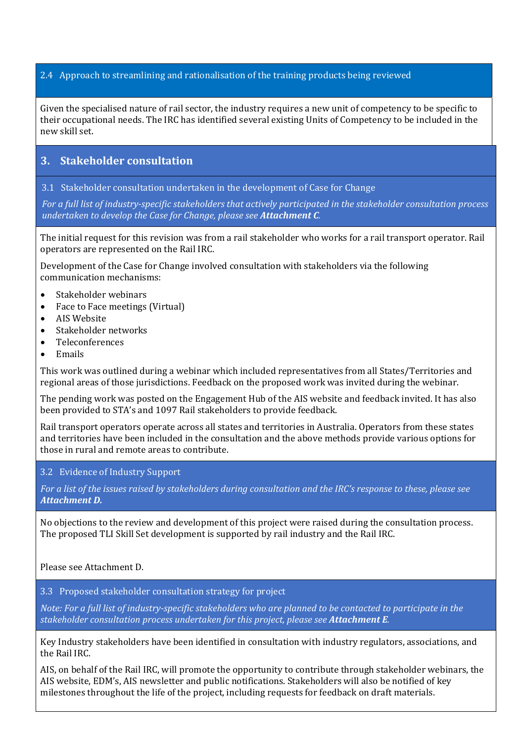### 2.4 Approach to streamlining and rationalisation of the training products being reviewed

Given the specialised nature of rail sector, the industry requires a new unit of competency to be specific to their occupational needs. The IRC has identified several existing Units of Competency to be included in the new skill set.

## 3. Stakeholder consultation

### 3.1 Stakeholder consultation undertaken in the development of Case for Change

*For a full list of industry-specific stakeholders that actively participated in the stakeholder consultation process undertaken to develop the Case for Change, please see* ***Attachment C****.*

The initial request for this revision was from a rail stakeholder who works for a rail transport operator. Rail operators are represented on the Rail IRC.

Development of the Case for Change involved consultation with stakeholders via the following communication mechanisms:

- Stakeholder webinars
- Face to Face meetings (Virtual)
- AIS Website
- Stakeholder networks
- Teleconferences
- Emails

This work was outlined during a webinar which included representatives from all States/Territories and regional areas of those jurisdictions. Feedback on the proposed work was invited during the webinar.

The pending work was posted on the Engagement Hub of the AIS website and feedback invited. It has also been provided to STA's and 1097 Rail stakeholders to provide feedback.

Rail transport operators operate across all states and territories in Australia. Operators from these states and territories have been included in the consultation and the above methods provide various options for those in rural and remote areas to contribute.

### 3.2 Evidence of Industry Support

*For a list of the issues raised by stakeholders during consultation and the IRC's response to these, please see* ***Attachment D.***

No objections to the review and development of this project were raised during the consultation process. The proposed TLI Skill Set development is supported by rail industry and the Rail IRC.

Please see Attachment D.

### 3.3 Proposed stakeholder consultation strategy for project

*Note: For a full list of industry-specific stakeholders who are planned to be contacted to participate in the stakeholder consultation process undertaken for this project, please see* ***Attachment E****.*

Key Industry stakeholders have been identified in consultation with industry regulators, associations, and the Rail IRC.

AIS, on behalf of the Rail IRC, will promote the opportunity to contribute through stakeholder webinars, the AIS website, EDM's, AIS newsletter and public notifications. Stakeholders will also be notified of key milestones throughout the life of the project, including requests for feedback on draft materials.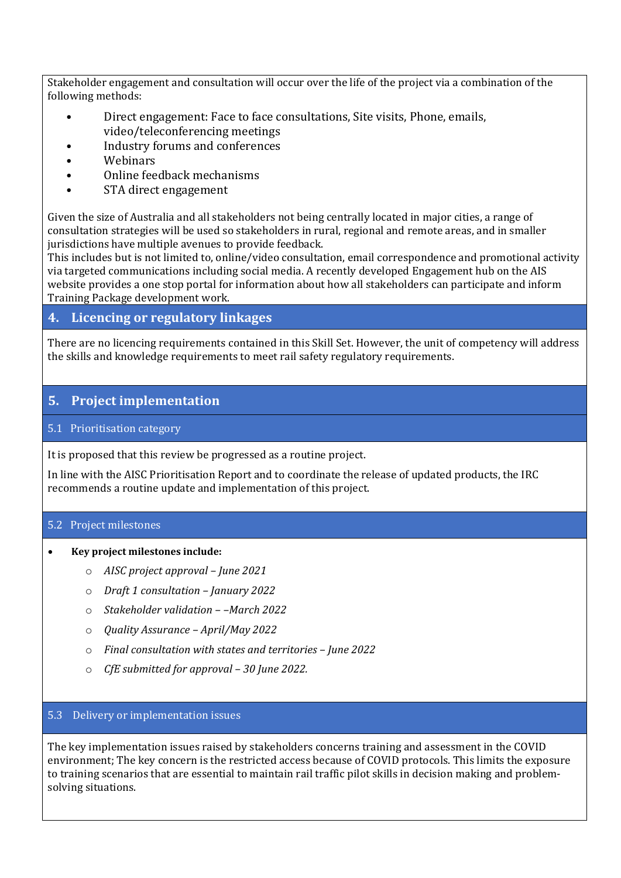Stakeholder engagement and consultation will occur over the life of the project via a combination of the following methods:

- Direct engagement: Face to face consultations, Site visits, Phone, emails, video/teleconferencing meetings
- Industry forums and conferences
- Webinars
- Online feedback mechanisms
- STA direct engagement

Given the size of Australia and all stakeholders not being centrally located in major cities, a range of consultation strategies will be used so stakeholders in rural, regional and remote areas, and in smaller jurisdictions have multiple avenues to provide feedback.
This includes but is not limited to, online/video consultation, email correspondence and promotional activity via targeted communications including social media. A recently developed Engagement hub on the AIS website provides a one stop portal for information about how all stakeholders can participate and inform Training Package development work.

## 4. Licencing or regulatory linkages

There are no licencing requirements contained in this Skill Set. However, the unit of competency will address the skills and knowledge requirements to meet rail safety regulatory requirements.

## 5. Project implementation

### 5.1 Prioritisation category

It is proposed that this review be progressed as a routine project.

In line with the AISC Prioritisation Report and to coordinate the release of updated products, the IRC recommends a routine update and implementation of this project.

### 5.2 Project milestones

- **Key project milestones include:**
  - *AISC project approval – June 2021*
  - *Draft 1 consultation – January 2022*
  - *Stakeholder validation – –March 2022*
  - *Quality Assurance – April/May 2022*
  - *Final consultation with states and territories – June 2022*
  - *CfE submitted for approval – 30 June 2022.*

### 5.3 Delivery or implementation issues

The key implementation issues raised by stakeholders concerns training and assessment in the COVID environment; The key concern is the restricted access because of COVID protocols. This limits the exposure to training scenarios that are essential to maintain rail traffic pilot skills in decision making and problem-solving situations.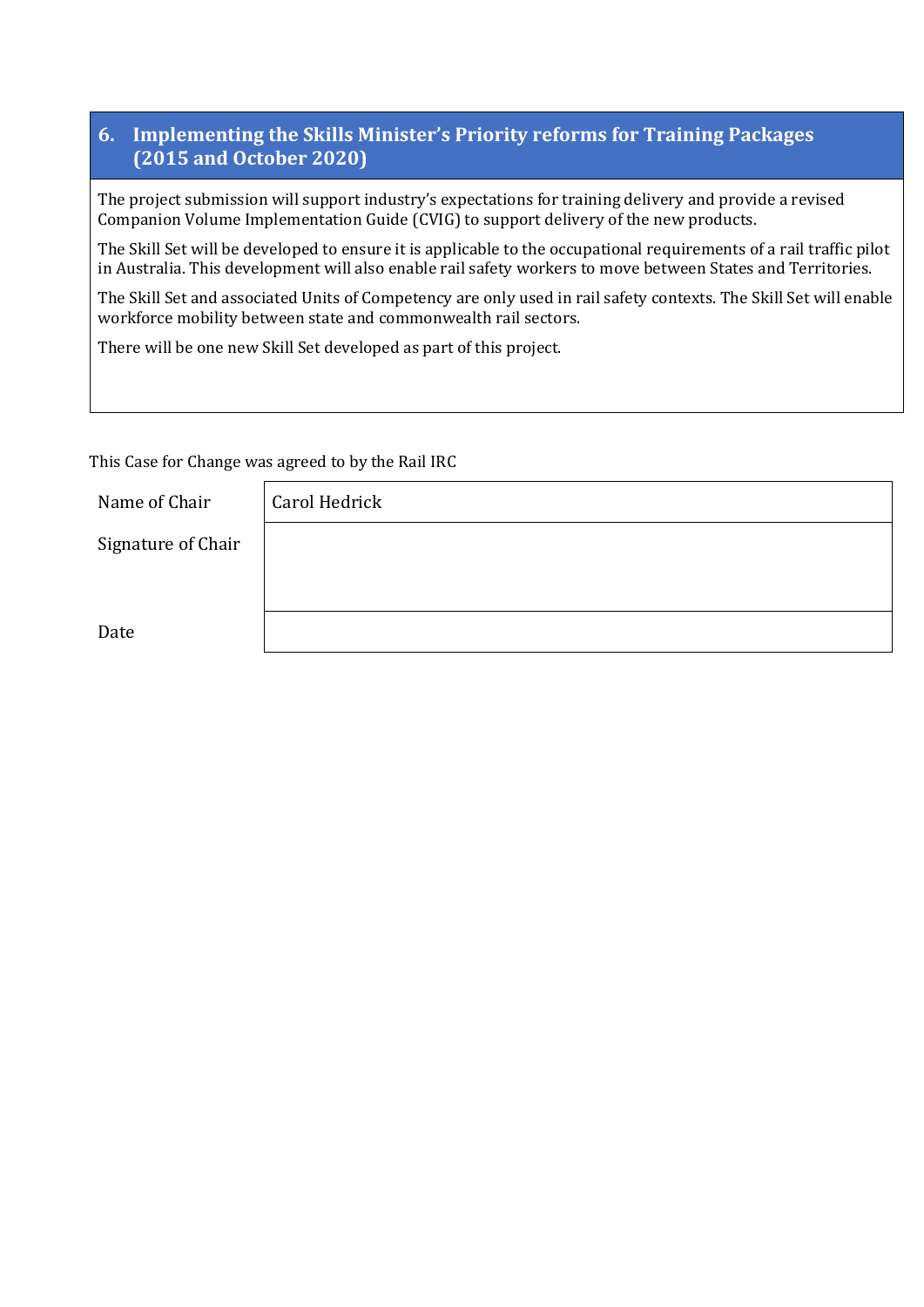## 6. Implementing the Skills Minister's Priority reforms for Training Packages (2015 and October 2020)

The project submission will support industry's expectations for training delivery and provide a revised Companion Volume Implementation Guide (CVIG) to support delivery of the new products.

The Skill Set will be developed to ensure it is applicable to the occupational requirements of a rail traffic pilot in Australia. This development will also enable rail safety workers to move between States and Territories.

The Skill Set and associated Units of Competency are only used in rail safety contexts. The Skill Set will enable workforce mobility between state and commonwealth rail sectors.

There will be one new Skill Set developed as part of this project.

This Case for Change was agreed to by the Rail IRC

| | |
|---|---|
| Name of Chair | Carol Hedrick |
| Signature of Chair | |
| Date | |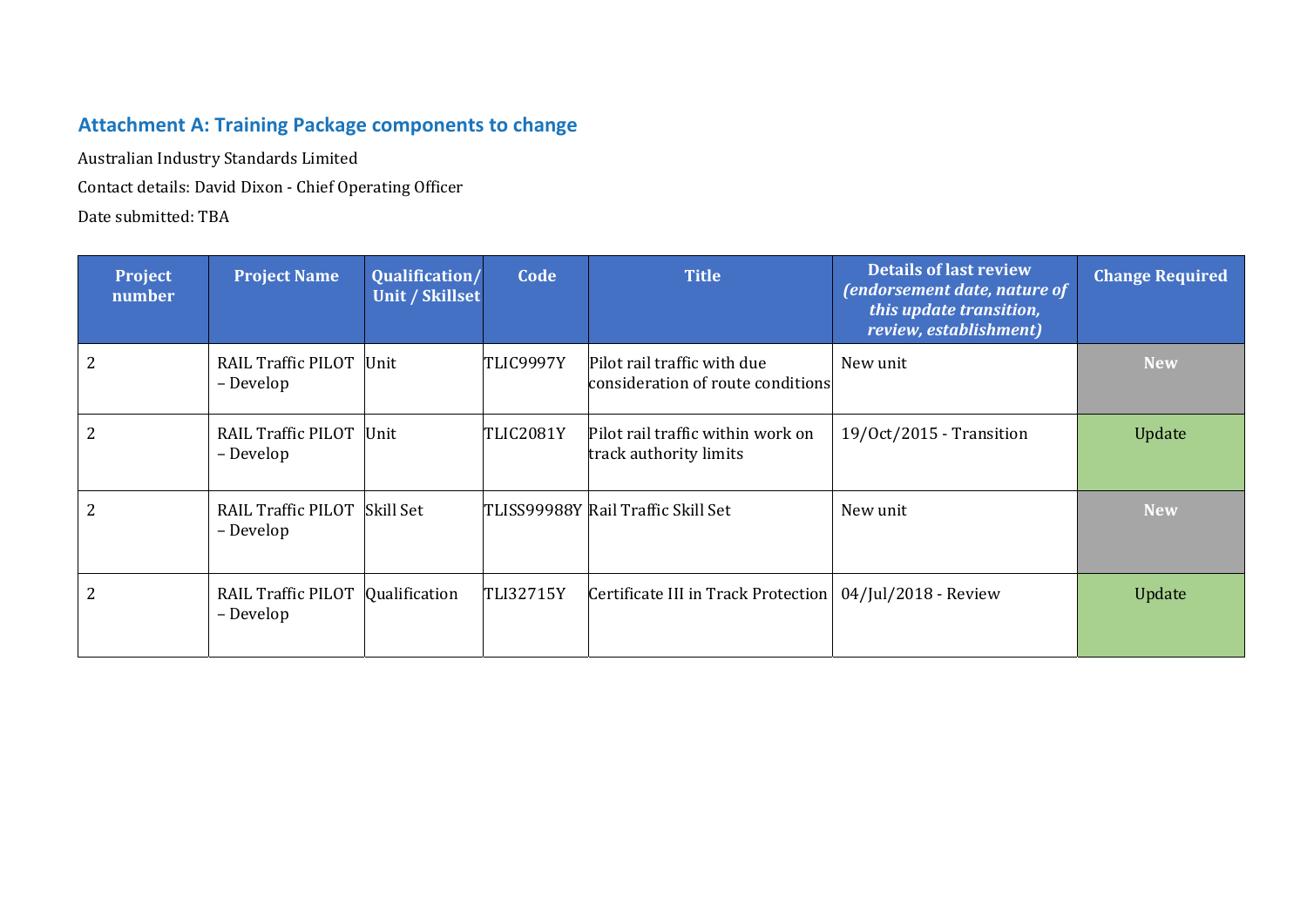## Attachment A: Training Package components to change

Australian Industry Standards Limited

Contact details: David Dixon - Chief Operating Officer

Date submitted: TBA

| Project number | Project Name | Qualification/ Unit / Skillset | Code | Title | Details of last review *(endorsement date, nature of this update transition, review, establishment)* | Change Required |
|---|---|---|---|---|---|---|
| 2 | RAIL Traffic PILOT – Develop | Unit | TLIC9997Y | Pilot rail traffic with due consideration of route conditions | New unit | New |
| 2 | RAIL Traffic PILOT – Develop | Unit | TLIC2081Y | Pilot rail traffic within work on track authority limits | 19/Oct/2015 - Transition | Update |
| 2 | RAIL Traffic PILOT – Develop | Skill Set | TLISS99988Y | Rail Traffic Skill Set | New unit | New |
| 2 | RAIL Traffic PILOT – Develop | Qualification | TLI32715Y | Certificate III in Track Protection | 04/Jul/2018 - Review | Update |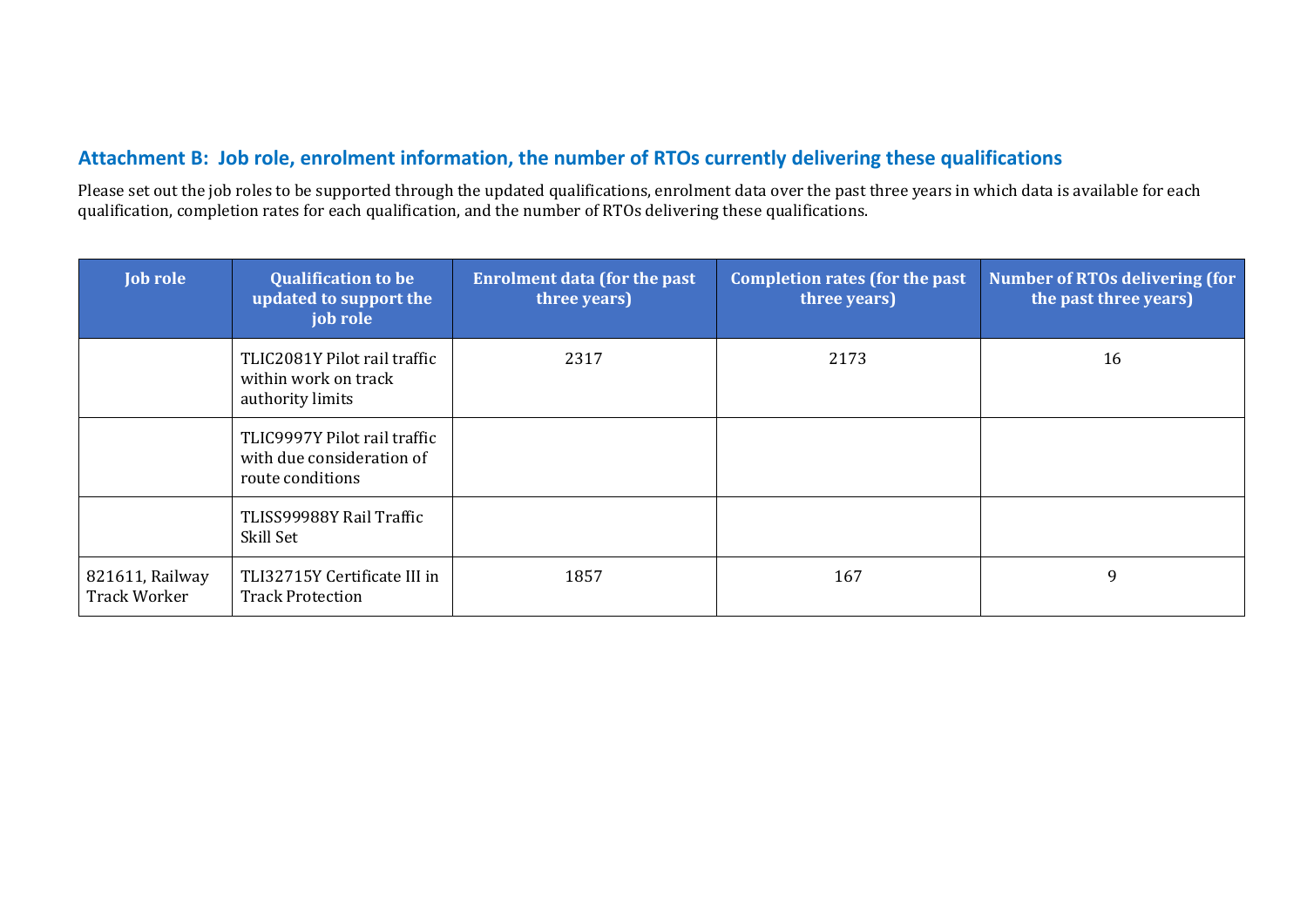## Attachment B: Job role, enrolment information, the number of RTOs currently delivering these qualifications

Please set out the job roles to be supported through the updated qualifications, enrolment data over the past three years in which data is available for each qualification, completion rates for each qualification, and the number of RTOs delivering these qualifications.

| Job role | Qualification to be updated to support the job role | Enrolment data (for the past three years) | Completion rates (for the past three years) | Number of RTOs delivering (for the past three years) |
|---|---|---|---|---|
| | TLIC2081Y Pilot rail traffic within work on track authority limits | 2317 | 2173 | 16 |
| | TLIC9997Y Pilot rail traffic with due consideration of route conditions | | | |
| | TLISS99988Y Rail Traffic Skill Set | | | |
| 821611, Railway Track Worker | TLI32715Y Certificate III in Track Protection | 1857 | 167 | 9 |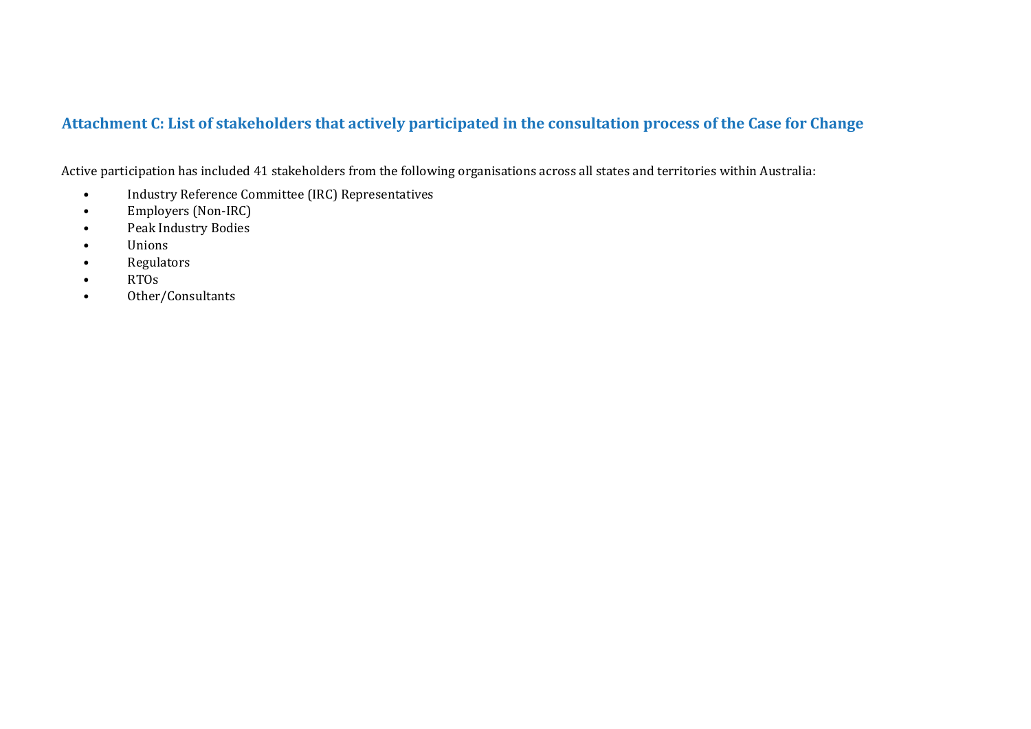## Attachment C: List of stakeholders that actively participated in the consultation process of the Case for Change

Active participation has included 41 stakeholders from the following organisations across all states and territories within Australia:

- Industry Reference Committee (IRC) Representatives
- Employers (Non-IRC)
- Peak Industry Bodies
- Unions
- Regulators
- RTOs
- Other/Consultants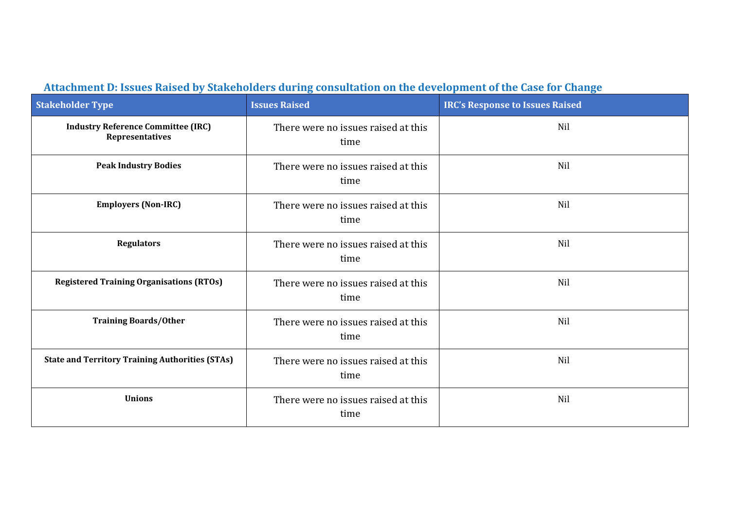## Attachment D: Issues Raised by Stakeholders during consultation on the development of the Case for Change

| Stakeholder Type | Issues Raised | IRC's Response to Issues Raised |
| --- | --- | --- |
| **Industry Reference Committee (IRC) Representatives** | There were no issues raised at this time | Nil |
| **Peak Industry Bodies** | There were no issues raised at this time | Nil |
| **Employers (Non-IRC)** | There were no issues raised at this time | Nil |
| **Regulators** | There were no issues raised at this time | Nil |
| **Registered Training Organisations (RTOs)** | There were no issues raised at this time | Nil |
| **Training Boards/Other** | There were no issues raised at this time | Nil |
| **State and Territory Training Authorities (STAs)** | There were no issues raised at this time | Nil |
| **Unions** | There were no issues raised at this time | Nil |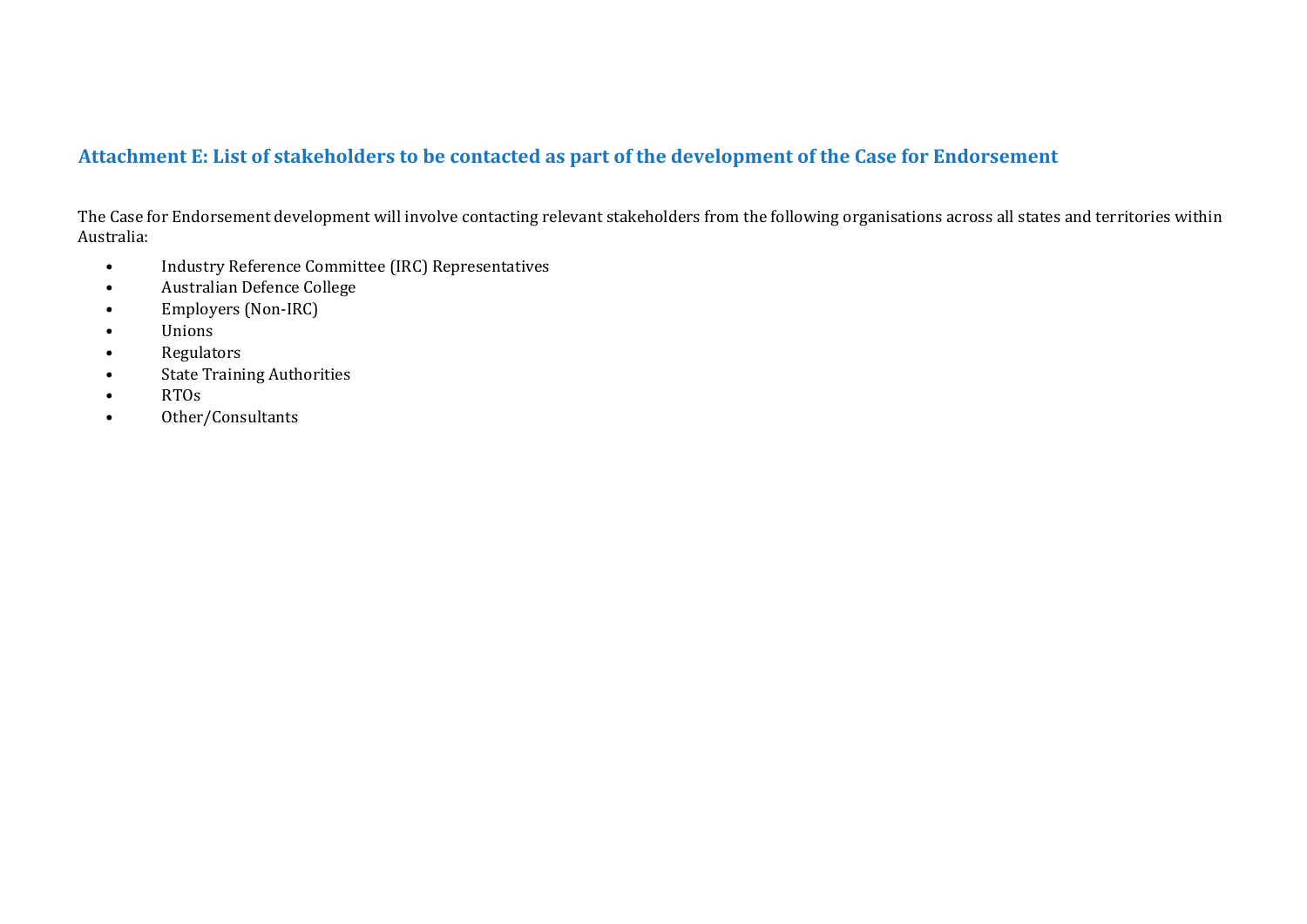## Attachment E: List of stakeholders to be contacted as part of the development of the Case for Endorsement

The Case for Endorsement development will involve contacting relevant stakeholders from the following organisations across all states and territories within Australia:

- Industry Reference Committee (IRC) Representatives
- Australian Defence College
- Employers (Non-IRC)
- Unions
- Regulators
- State Training Authorities
- RTOs
- Other/Consultants